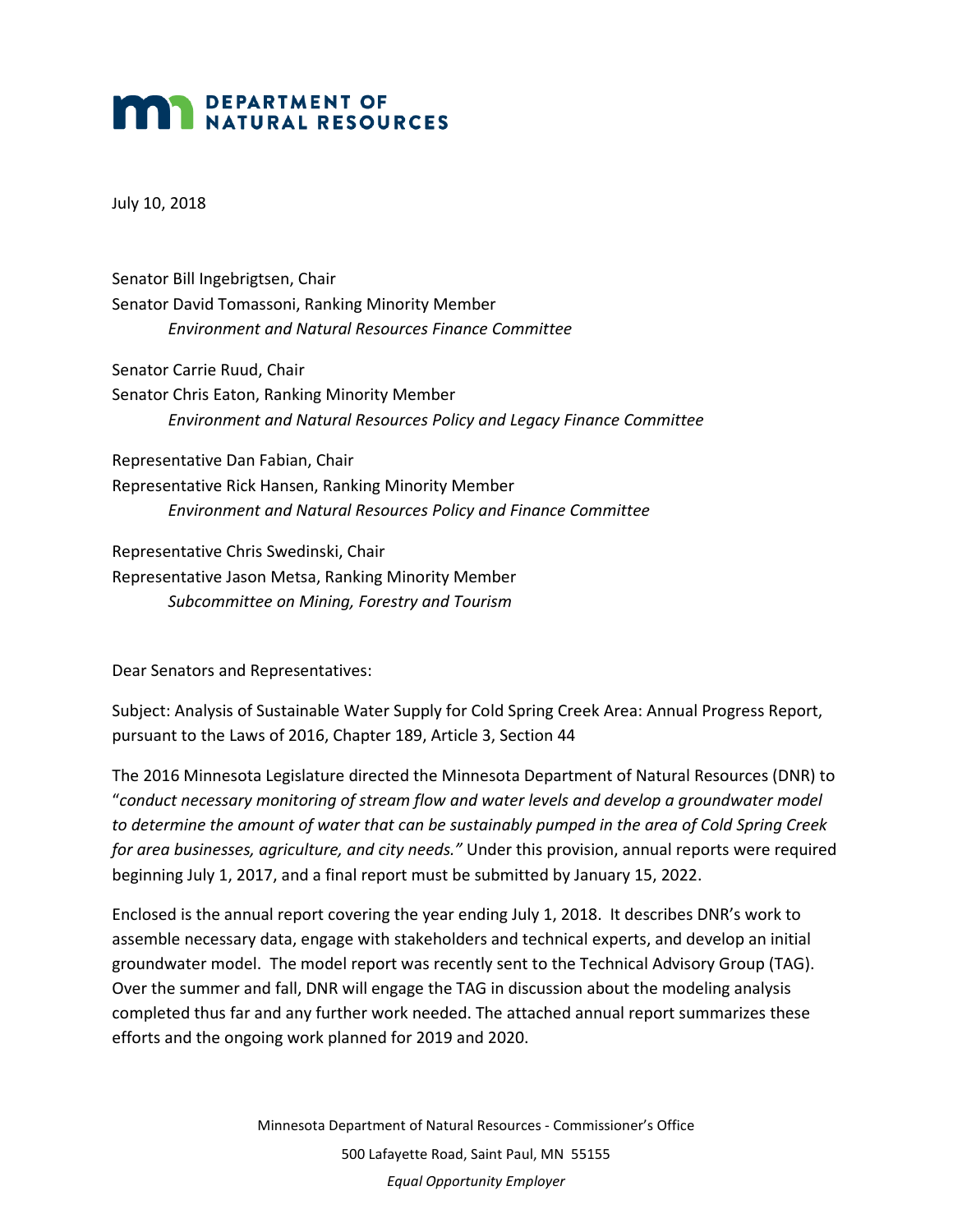# DEPARTMENT OF NATURAL RESOURCES

July 10, 2018

Senator Bill Ingebrigtsen, Chair
Senator David Tomassoni, Ranking Minority Member
*Environment and Natural Resources Finance Committee*

Senator Carrie Ruud, Chair
Senator Chris Eaton, Ranking Minority Member
*Environment and Natural Resources Policy and Legacy Finance Committee*

Representative Dan Fabian, Chair
Representative Rick Hansen, Ranking Minority Member
*Environment and Natural Resources Policy and Finance Committee*

Representative Chris Swedinski, Chair
Representative Jason Metsa, Ranking Minority Member
*Subcommittee on Mining, Forestry and Tourism*

Dear Senators and Representatives:

Subject: Analysis of Sustainable Water Supply for Cold Spring Creek Area: Annual Progress Report, pursuant to the Laws of 2016, Chapter 189, Article 3, Section 44

The 2016 Minnesota Legislature directed the Minnesota Department of Natural Resources (DNR) to "*conduct necessary monitoring of stream flow and water levels and develop a groundwater model to determine the amount of water that can be sustainably pumped in the area of Cold Spring Creek for area businesses, agriculture, and city needs.*" Under this provision, annual reports were required beginning July 1, 2017, and a final report must be submitted by January 15, 2022.

Enclosed is the annual report covering the year ending July 1, 2018. It describes DNR's work to assemble necessary data, engage with stakeholders and technical experts, and develop an initial groundwater model. The model report was recently sent to the Technical Advisory Group (TAG). Over the summer and fall, DNR will engage the TAG in discussion about the modeling analysis completed thus far and any further work needed. The attached annual report summarizes these efforts and the ongoing work planned for 2019 and 2020.

Minnesota Department of Natural Resources - Commissioner's Office
500 Lafayette Road, Saint Paul, MN 55155
*Equal Opportunity Employer*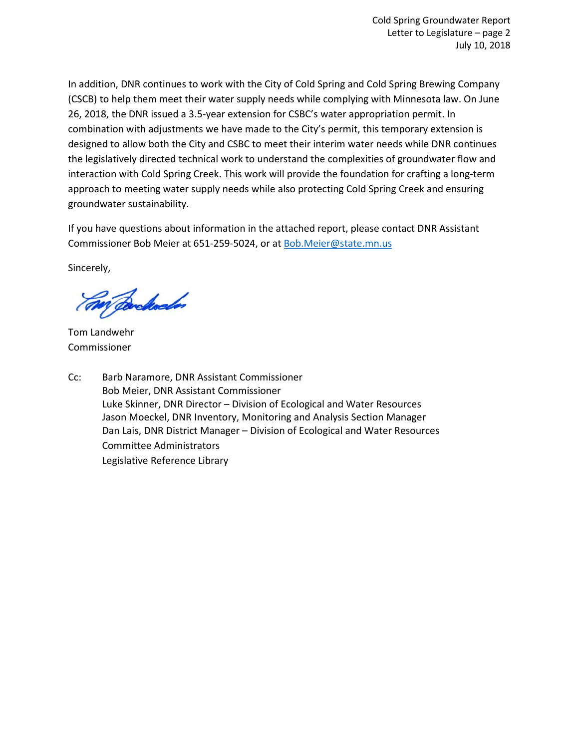In addition, DNR continues to work with the City of Cold Spring and Cold Spring Brewing Company (CSCB) to help them meet their water supply needs while complying with Minnesota law. On June 26, 2018, the DNR issued a 3.5-year extension for CSBC's water appropriation permit. In combination with adjustments we have made to the City's permit, this temporary extension is designed to allow both the City and CSBC to meet their interim water needs while DNR continues the legislatively directed technical work to understand the complexities of groundwater flow and interaction with Cold Spring Creek. This work will provide the foundation for crafting a long-term approach to meeting water supply needs while also protecting Cold Spring Creek and ensuring groundwater sustainability.

If you have questions about information in the attached report, please contact DNR Assistant Commissioner Bob Meier at 651-259-5024, or at Bob.Meier@state.mn.us

Sincerely,

Tom Landwehr
Commissioner

Cc: Barb Naramore, DNR Assistant Commissioner
Bob Meier, DNR Assistant Commissioner
Luke Skinner, DNR Director – Division of Ecological and Water Resources
Jason Moeckel, DNR Inventory, Monitoring and Analysis Section Manager
Dan Lais, DNR District Manager – Division of Ecological and Water Resources
Committee Administrators
Legislative Reference Library